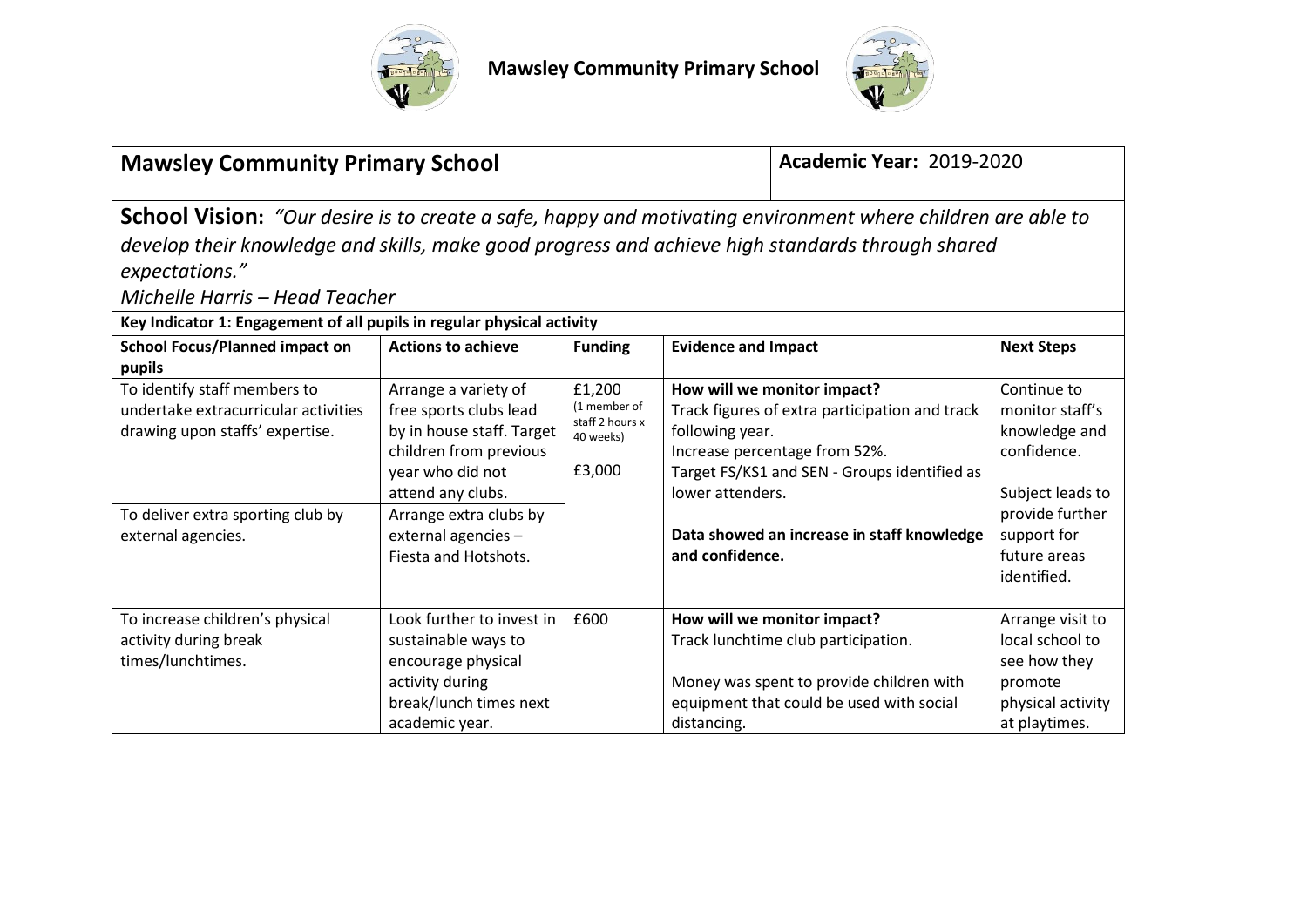# Mawsley Community Primary School

| **Mawsley Community Primary School** | **Academic Year:** 2019-2020 |
|---|---|

**School Vision:** *"Our desire is to create a safe, happy and motivating environment where children are able to develop their knowledge and skills, make good progress and achieve high standards through shared expectations."*

*Michelle Harris – Head Teacher*

**Key Indicator 1: Engagement of all pupils in regular physical activity**

| **School Focus/Planned impact on pupils** | **Actions to achieve** | **Funding** | **Evidence and Impact** | **Next Steps** |
|---|---|---|---|---|
| To identify staff members to undertake extracurricular activities drawing upon staffs' expertise.<br><br>To deliver extra sporting club by external agencies. | Arrange a variety of free sports clubs lead by in house staff. Target children from previous year who did not attend any clubs.<br><br>Arrange extra clubs by external agencies – Fiesta and Hotshots. | £1,200 (1 member of staff 2 hours x 40 weeks)<br><br>£3,000 | **How will we monitor impact?**<br>Track figures of extra participation and track following year.<br>Increase percentage from 52%.<br>Target FS/KS1 and SEN - Groups identified as lower attenders.<br><br>**Data showed an increase in staff knowledge and confidence.** | Continue to monitor staff's knowledge and confidence.<br><br>Subject leads to provide further support for future areas identified. |
| To increase children's physical activity during break times/lunchtimes. | Look further to invest in sustainable ways to encourage physical activity during break/lunch times next academic year. | £600 | **How will we monitor impact?**<br>Track lunchtime club participation.<br><br>Money was spent to provide children with equipment that could be used with social distancing. | Arrange visit to local school to see how they promote physical activity at playtimes. |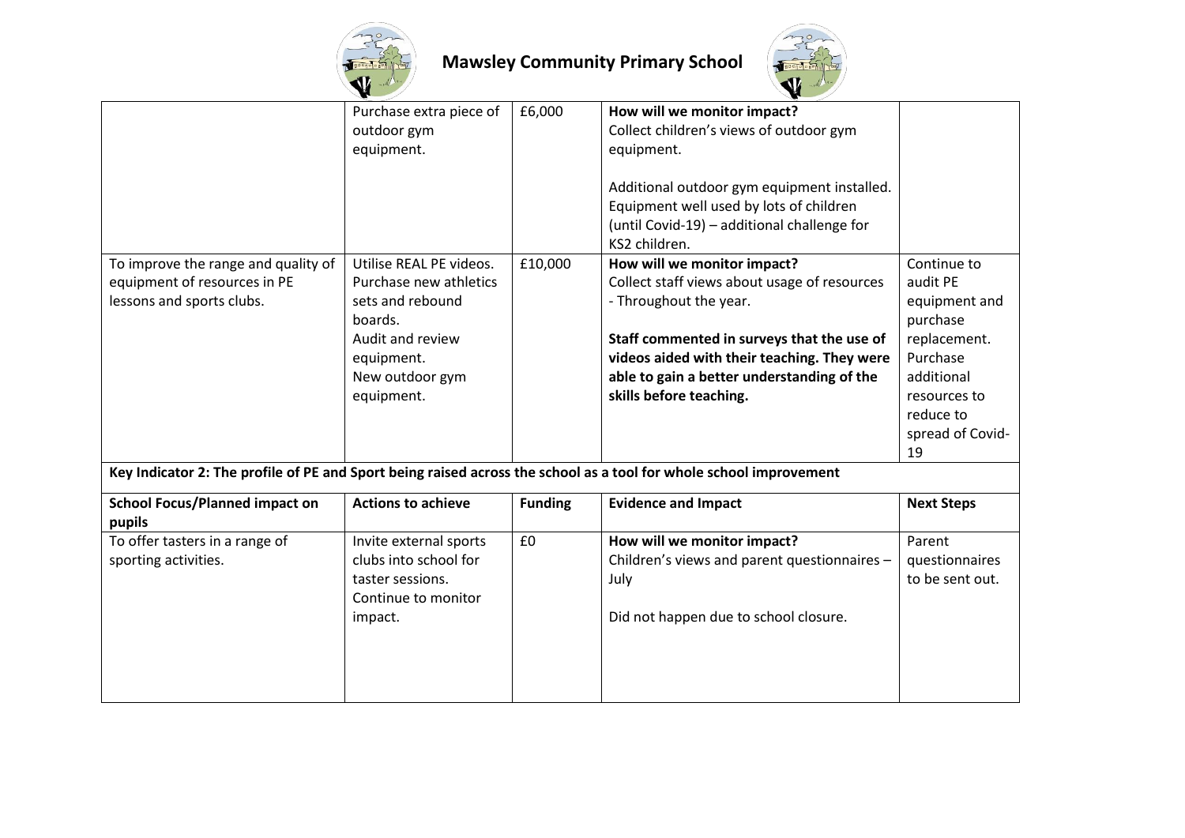# Mawsley Community Primary School

| | | | | |
|---|---|---|---|---|
| | Purchase extra piece of outdoor gym equipment. | £6,000 | **How will we monitor impact?**<br>Collect children's views of outdoor gym equipment.<br><br>Additional outdoor gym equipment installed. Equipment well used by lots of children (until Covid-19) – additional challenge for KS2 children. | |
| To improve the range and quality of equipment of resources in PE lessons and sports clubs. | Utilise REAL PE videos.<br>Purchase new athletics sets and rebound boards.<br>Audit and review equipment.<br>New outdoor gym equipment. | £10,000 | **How will we monitor impact?**<br>Collect staff views about usage of resources - Throughout the year.<br><br>**Staff commented in surveys that the use of videos aided with their teaching. They were able to gain a better understanding of the skills before teaching.** | Continue to audit PE equipment and purchase replacement. Purchase additional resources to reduce to spread of Covid-19 |

**Key Indicator 2: The profile of PE and Sport being raised across the school as a tool for whole school improvement**

| School Focus/Planned impact on pupils | Actions to achieve | Funding | Evidence and Impact | Next Steps |
|---|---|---|---|---|
| To offer tasters in a range of sporting activities. | Invite external sports clubs into school for taster sessions.<br>Continue to monitor impact. | £0 | **How will we monitor impact?**<br>Children's views and parent questionnaires – July<br><br>Did not happen due to school closure. | Parent questionnaires to be sent out. |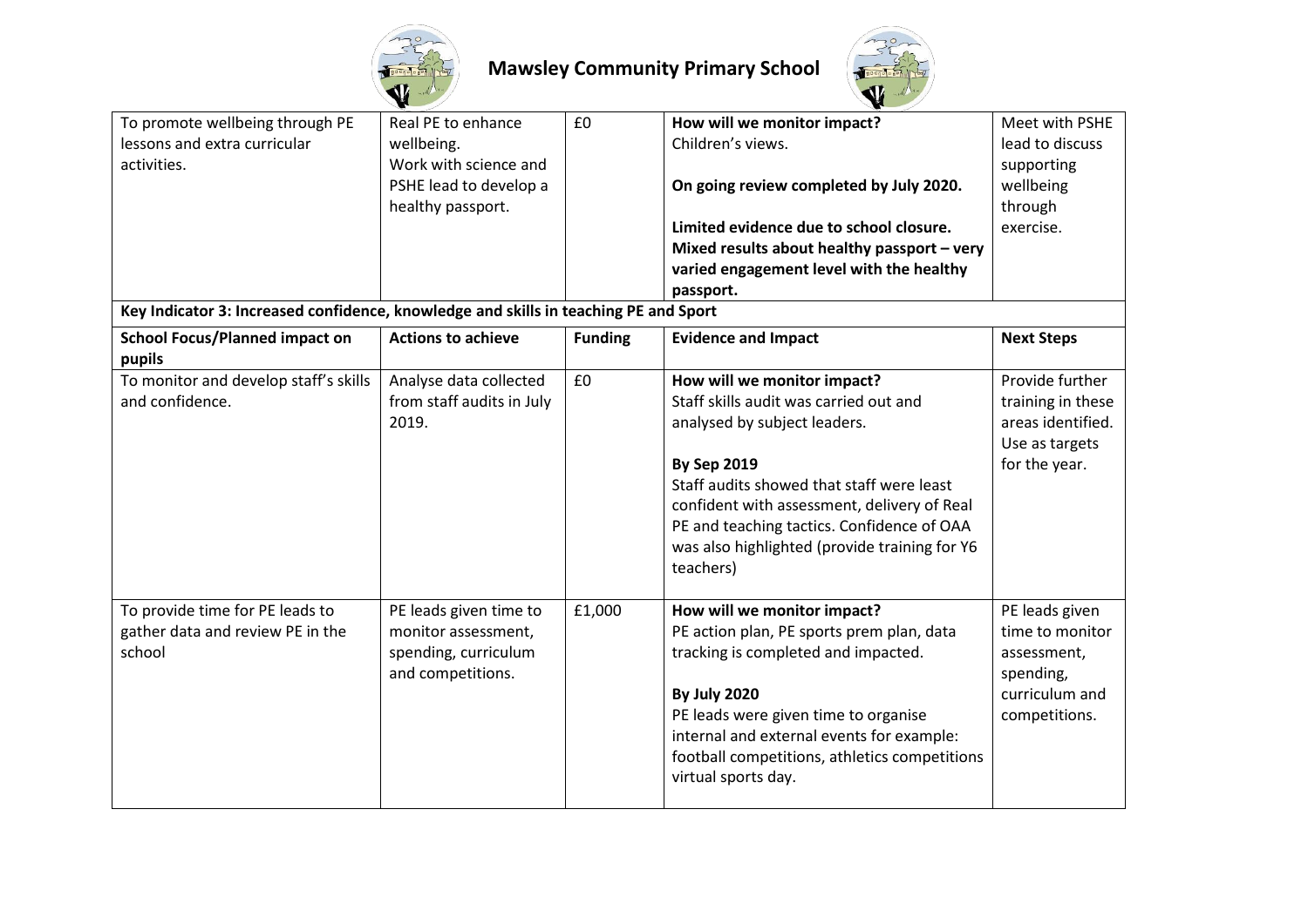| | | | | |
|---|---|---|---|---|
| To promote wellbeing through PE lessons and extra curricular activities. | Real PE to enhance wellbeing.<br>Work with science and PSHE lead to develop a healthy passport. | £0 | **How will we monitor impact?**<br>Children's views.<br><br>**On going review completed by July 2020.**<br><br>**Limited evidence due to school closure. Mixed results about healthy passport – very varied engagement level with the healthy passport.** | Meet with PSHE lead to discuss supporting wellbeing through exercise. |
| **Key Indicator 3: Increased confidence, knowledge and skills in teaching PE and Sport** | | | | |
| **School Focus/Planned impact on pupils** | **Actions to achieve** | **Funding** | **Evidence and Impact** | **Next Steps** |
| To monitor and develop staff's skills and confidence. | Analyse data collected from staff audits in July 2019. | £0 | **How will we monitor impact?**<br>Staff skills audit was carried out and analysed by subject leaders.<br><br>**By Sep 2019**<br>Staff audits showed that staff were least confident with assessment, delivery of Real PE and teaching tactics. Confidence of OAA was also highlighted (provide training for Y6 teachers) | Provide further training in these areas identified. Use as targets for the year. |
| To provide time for PE leads to gather data and review PE in the school | PE leads given time to monitor assessment, spending, curriculum and competitions. | £1,000 | **How will we monitor impact?**<br>PE action plan, PE sports prem plan, data tracking is completed and impacted.<br><br>**By July 2020**<br>PE leads were given time to organise internal and external events for example: football competitions, athletics competitions virtual sports day. | PE leads given time to monitor assessment, spending, curriculum and competitions. |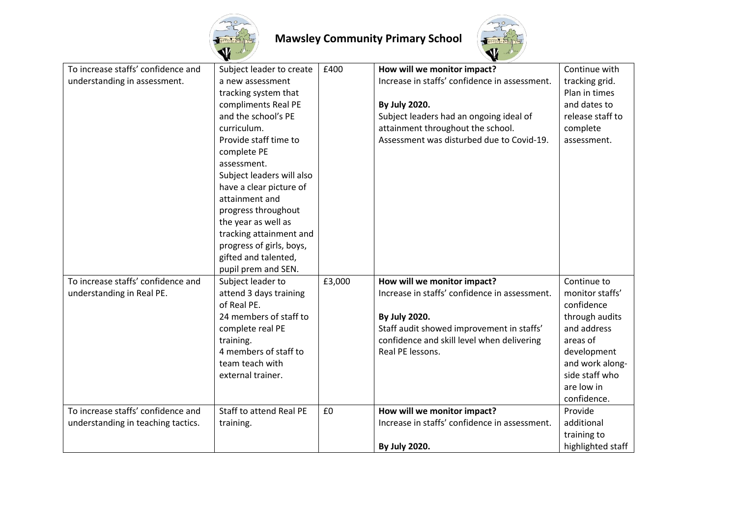| To increase staffs' confidence and understanding in assessment. | Subject leader to create a new assessment tracking system that compliments Real PE and the school's PE curriculum. Provide staff time to complete PE assessment. Subject leaders will also have a clear picture of attainment and progress throughout the year as well as tracking attainment and progress of girls, boys, gifted and talented, pupil prem and SEN. | £400 | **How will we monitor impact?** Increase in staffs' confidence in assessment. **By July 2020.** Subject leaders had an ongoing ideal of attainment throughout the school. Assessment was disturbed due to Covid-19. | Continue with tracking grid. Plan in times and dates to release staff to complete assessment. |
|---|---|---|---|---|
| To increase staffs' confidence and understanding in Real PE. | Subject leader to attend 3 days training of Real PE. 24 members of staff to complete real PE training. 4 members of staff to team teach with external trainer. | £3,000 | **How will we monitor impact?** Increase in staffs' confidence in assessment. **By July 2020.** Staff audit showed improvement in staffs' confidence and skill level when delivering Real PE lessons. | Continue to monitor staffs' confidence through audits and address areas of development and work along-side staff who are low in confidence. |
| To increase staffs' confidence and understanding in teaching tactics. | Staff to attend Real PE training. | £0 | **How will we monitor impact?** Increase in staffs' confidence in assessment. **By July 2020.** | Provide additional training to highlighted staff |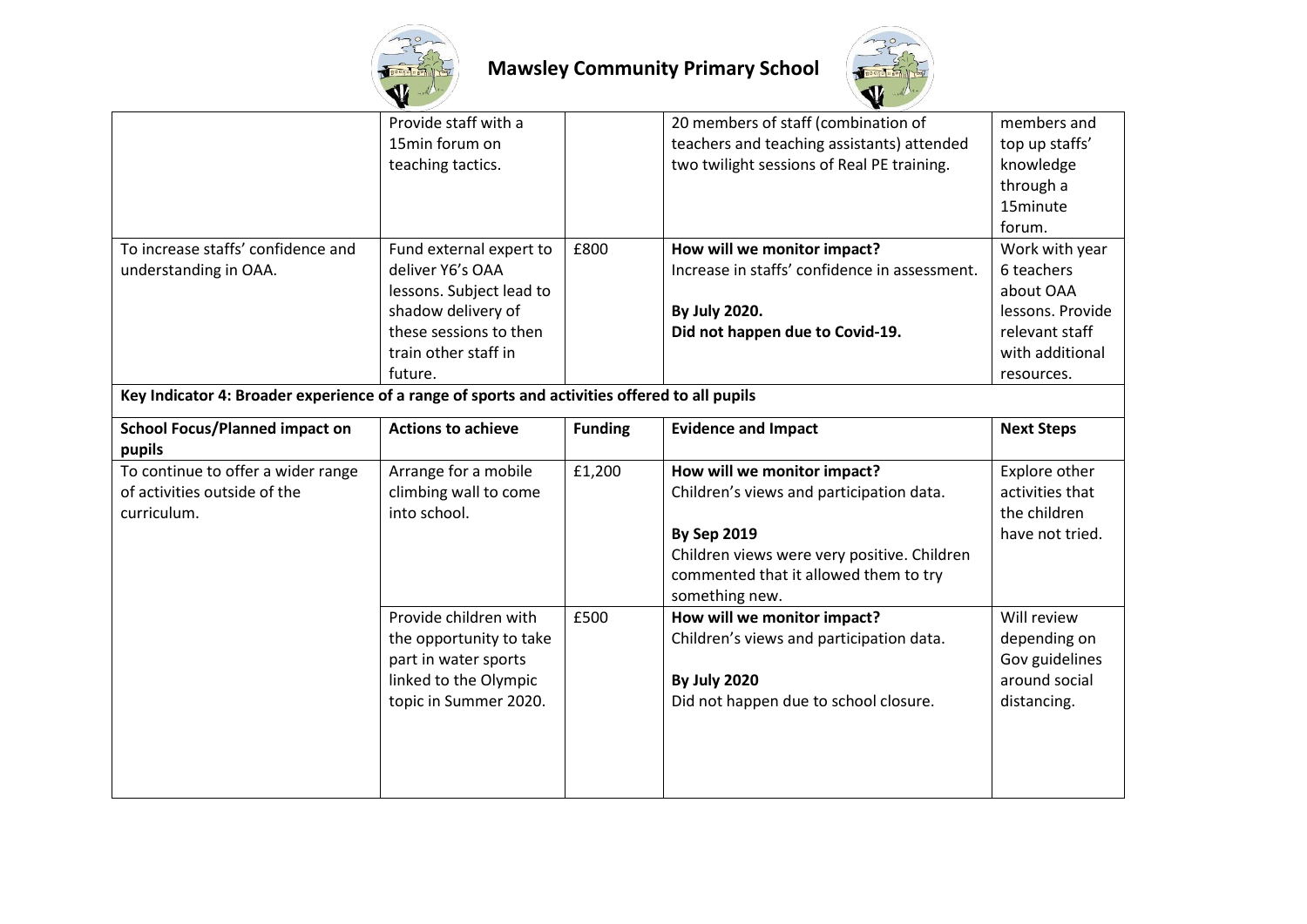| | | | | |
|---|---|---|---|---|
| | Provide staff with a 15min forum on teaching tactics. | | 20 members of staff (combination of teachers and teaching assistants) attended two twilight sessions of Real PE training. | members and top up staffs' knowledge through a 15minute forum. |
| To increase staffs' confidence and understanding in OAA. | Fund external expert to deliver Y6's OAA lessons. Subject lead to shadow delivery of these sessions to then train other staff in future. | £800 | **How will we monitor impact?** Increase in staffs' confidence in assessment. **By July 2020.** **Did not happen due to Covid-19.** | Work with year 6 teachers about OAA lessons. Provide relevant staff with additional resources. |

**Key Indicator 4: Broader experience of a range of sports and activities offered to all pupils**

| School Focus/Planned impact on pupils | Actions to achieve | Funding | Evidence and Impact | Next Steps |
|---|---|---|---|---|
| To continue to offer a wider range of activities outside of the curriculum. | Arrange for a mobile climbing wall to come into school. | £1,200 | **How will we monitor impact?** Children's views and participation data. **By Sep 2019** Children views were very positive. Children commented that it allowed them to try something new. | Explore other activities that the children have not tried. |
| | Provide children with the opportunity to take part in water sports linked to the Olympic topic in Summer 2020. | £500 | **How will we monitor impact?** Children's views and participation data. **By July 2020** Did not happen due to school closure. | Will review depending on Gov guidelines around social distancing. |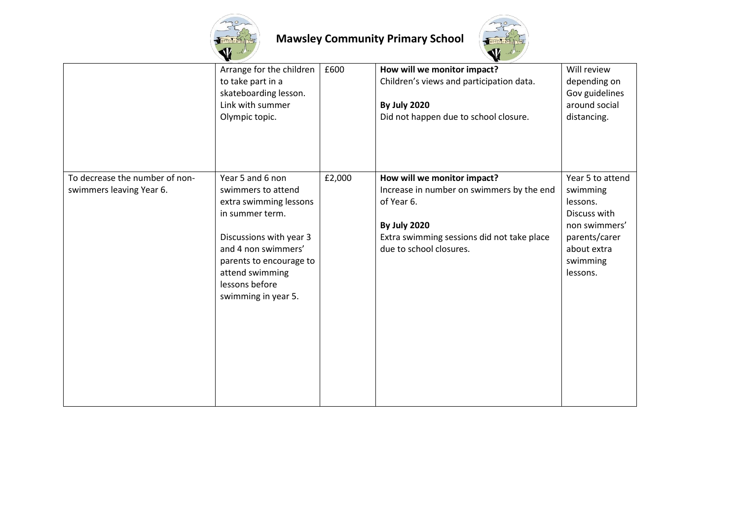| | | | | |
|---|---|---|---|---|
| | Arrange for the children to take part in a skateboarding lesson. Link with summer Olympic topic. | £600 | **How will we monitor impact?** Children's views and participation data.<br><br>**By July 2020**<br>Did not happen due to school closure. | Will review depending on Gov guidelines around social distancing. |
| To decrease the number of non-swimmers leaving Year 6. | Year 5 and 6 non swimmers to attend extra swimming lessons in summer term.<br><br>Discussions with year 3 and 4 non swimmers' parents to encourage to attend swimming lessons before swimming in year 5. | £2,000 | **How will we monitor impact?** Increase in number on swimmers by the end of Year 6.<br><br>**By July 2020**<br>Extra swimming sessions did not take place due to school closures. | Year 5 to attend swimming lessons. Discuss with non swimmers' parents/carer about extra swimming lessons. |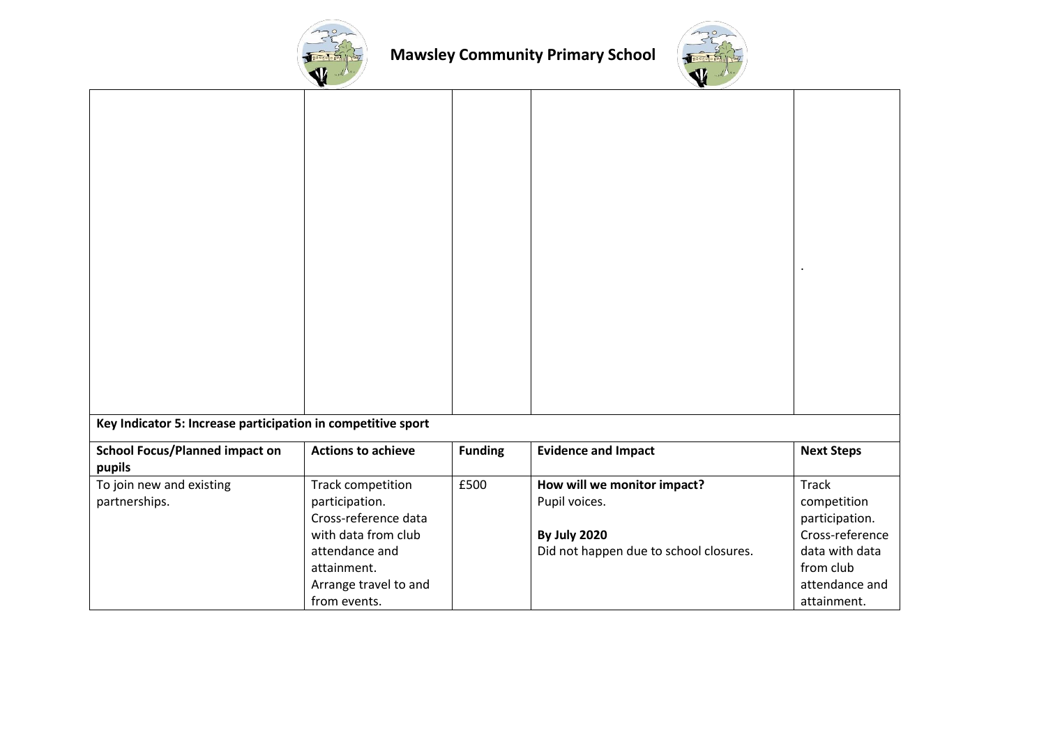| | | | | |
|---|---|---|---|---|
| | | | | . |
| **Key Indicator 5: Increase participation in competitive sport** | | | | |
| **School Focus/Planned impact on pupils** | **Actions to achieve** | **Funding** | **Evidence and Impact** | **Next Steps** |
| To join new and existing partnerships. | Track competition participation.<br>Cross-reference data with data from club attendance and attainment.<br>Arrange travel to and from events. | £500 | **How will we monitor impact?**<br>Pupil voices.<br><br>**By July 2020**<br>Did not happen due to school closures. | Track competition participation.<br>Cross-reference data with data from club attendance and attainment. |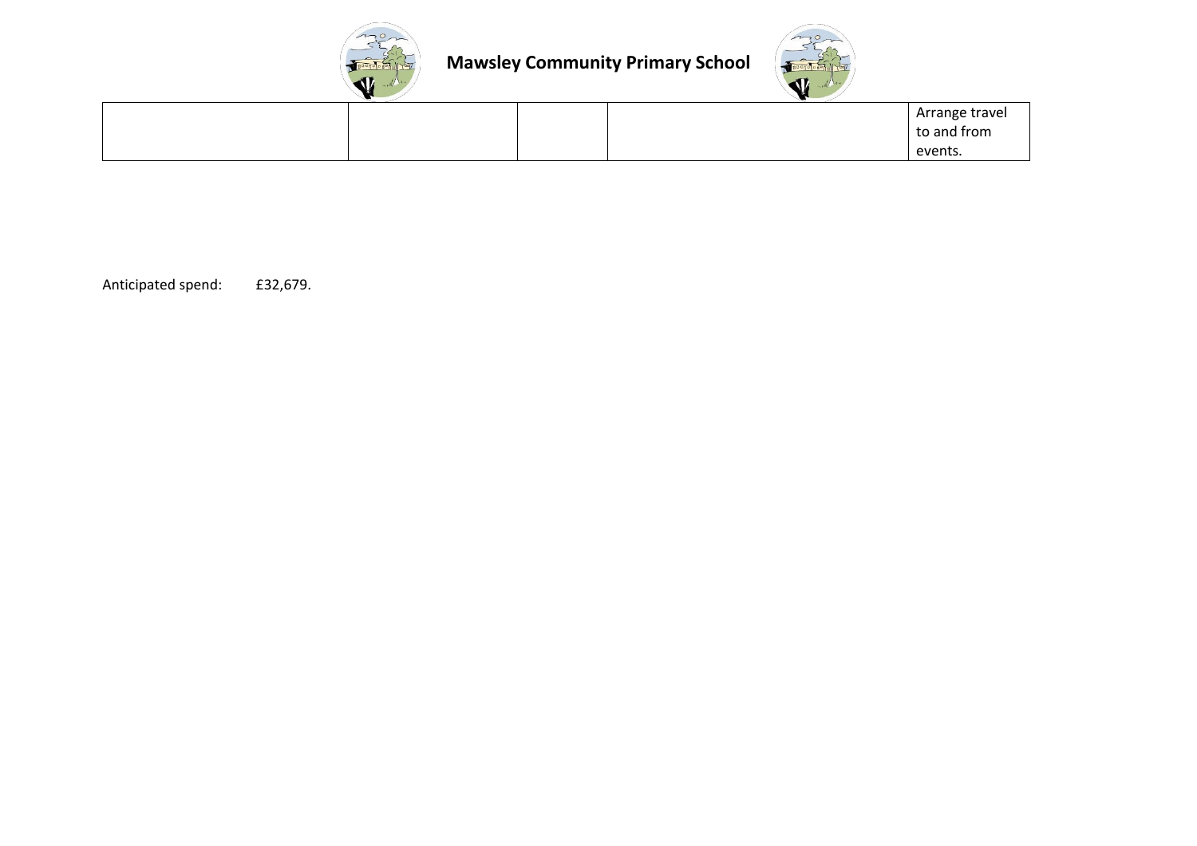| | | | | |
|---|---|---|---|---|
| | | | | Arrange travel to and from events. |

Anticipated spend: £32,679.